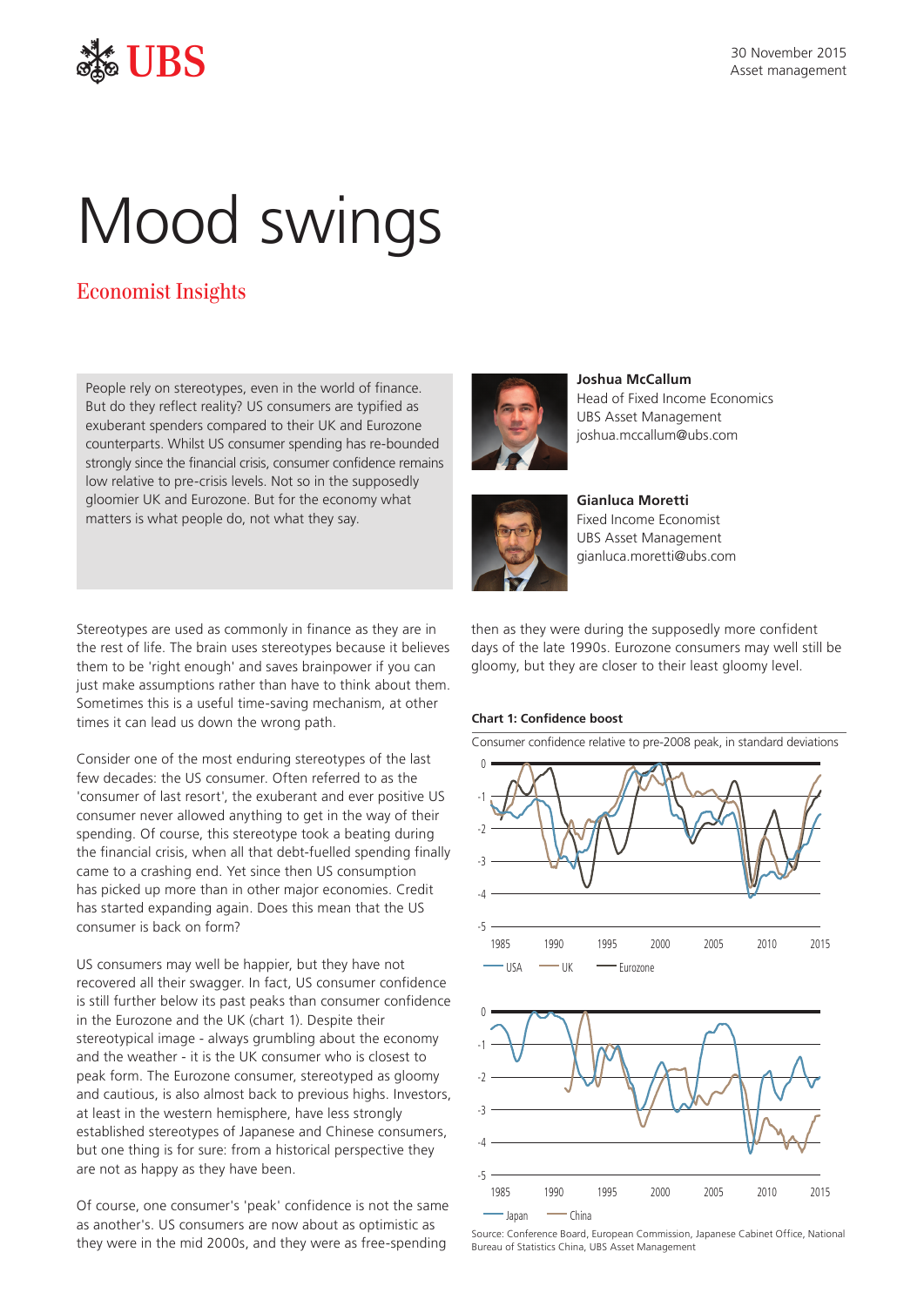30 November 2015
Asset management

# Mood swings

## Economist Insights

People rely on stereotypes, even in the world of finance. But do they reflect reality? US consumers are typified as exuberant spenders compared to their UK and Eurozone counterparts. Whilst US consumer spending has re-bounded strongly since the financial crisis, consumer confidence remains low relative to pre-crisis levels. Not so in the supposedly gloomier UK and Eurozone. But for the economy what matters is what people do, not what they say.

**Joshua McCallum**
Head of Fixed Income Economics
UBS Asset Management
joshua.mccallum@ubs.com

**Gianluca Moretti**
Fixed Income Economist
UBS Asset Management
gianluca.moretti@ubs.com

Stereotypes are used as commonly in finance as they are in the rest of life. The brain uses stereotypes because it believes them to be 'right enough' and saves brainpower if you can just make assumptions rather than have to think about them. Sometimes this is a useful time-saving mechanism, at other times it can lead us down the wrong path.

Consider one of the most enduring stereotypes of the last few decades: the US consumer. Often referred to as the 'consumer of last resort', the exuberant and ever positive US consumer never allowed anything to get in the way of their spending. Of course, this stereotype took a beating during the financial crisis, when all that debt-fuelled spending finally came to a crashing end. Yet since then US consumption has picked up more than in other major economies. Credit has started expanding again. Does this mean that the US consumer is back on form?

US consumers may well be happier, but they have not recovered all their swagger. In fact, US consumer confidence is still further below its past peaks than consumer confidence in the Eurozone and the UK (chart 1). Despite their stereotypical image - always grumbling about the economy and the weather - it is the UK consumer who is closest to peak form. The Eurozone consumer, stereotyped as gloomy and cautious, is also almost back to previous highs. Investors, at least in the western hemisphere, have less strongly established stereotypes of Japanese and Chinese consumers, but one thing is for sure: from a historical perspective they are not as happy as they have been.

Of course, one consumer's 'peak' confidence is not the same as another's. US consumers are now about as optimistic as they were in the mid 2000s, and they were as free-spending then as they were during the supposedly more confident days of the late 1990s. Eurozone consumers may well still be gloomy, but they are closer to their least gloomy level.

**Chart 1: Confidence boost**

Consumer confidence relative to pre-2008 peak, in standard deviations

0
-1
-2
-3
-4
-5
1985 1990 1995 2000 2005 2010 2015
USA UK Eurozone

0
-1
-2
-3
-4
-5
1985 1990 1995 2000 2005 2010 2015
Japan China

Source: Conference Board, European Commission, Japanese Cabinet Office, National Bureau of Statistics China, UBS Asset Management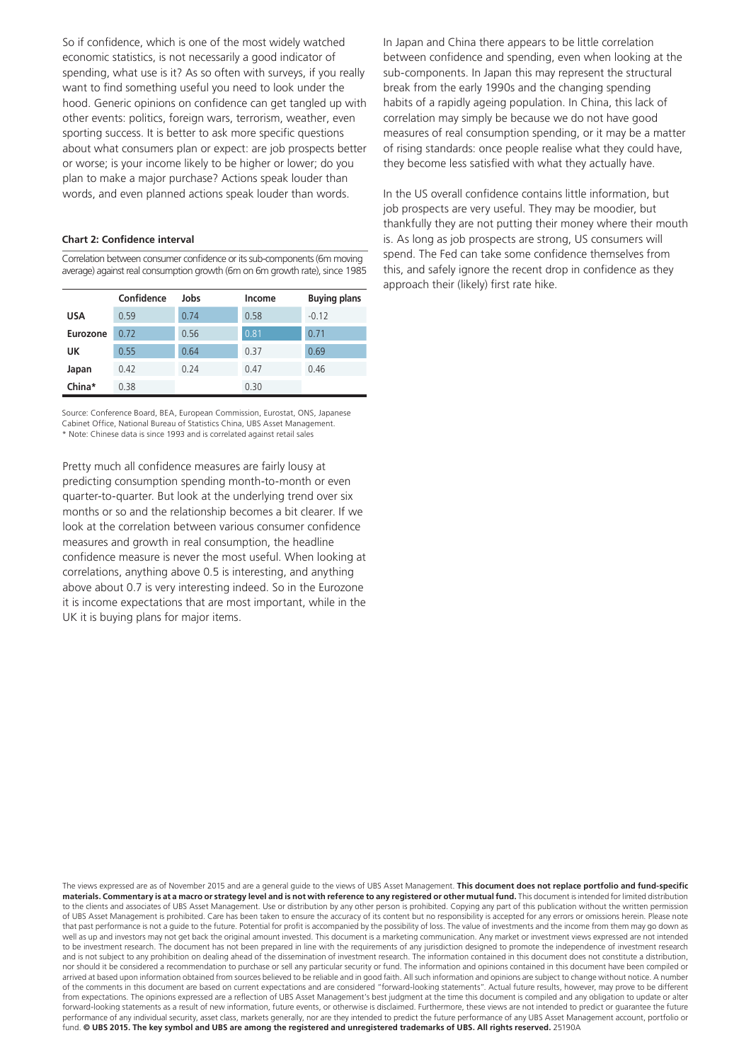So if confidence, which is one of the most widely watched economic statistics, is not necessarily a good indicator of spending, what use is it? As so often with surveys, if you really want to find something useful you need to look under the hood. Generic opinions on confidence can get tangled up with other events: politics, foreign wars, terrorism, weather, even sporting success. It is better to ask more specific questions about what consumers plan or expect: are job prospects better or worse; is your income likely to be higher or lower; do you plan to make a major purchase? Actions speak louder than words, and even planned actions speak louder than words.

**Chart 2: Confidence interval**

Correlation between consumer confidence or its sub-components (6m moving average) against real consumption growth (6m on 6m growth rate), since 1985

| | Confidence | Jobs | Income | Buying plans |
|---|---|---|---|---|
| **USA** | 0.59 | 0.74 | 0.58 | -0.12 |
| **Eurozone** | 0.72 | 0.56 | 0.81 | 0.71 |
| **UK** | 0.55 | 0.64 | 0.37 | 0.69 |
| **Japan** | 0.42 | 0.24 | 0.47 | 0.46 |
| **China*** | 0.38 | | 0.30 | |

Source: Conference Board, BEA, European Commission, Eurostat, ONS, Japanese Cabinet Office, National Bureau of Statistics China, UBS Asset Management.
* Note: Chinese data is since 1993 and is correlated against retail sales

Pretty much all confidence measures are fairly lousy at predicting consumption spending month-to-month or even quarter-to-quarter. But look at the underlying trend over six months or so and the relationship becomes a bit clearer. If we look at the correlation between various consumer confidence measures and growth in real consumption, the headline confidence measure is never the most useful. When looking at correlations, anything above 0.5 is interesting, and anything above about 0.7 is very interesting indeed. So in the Eurozone it is income expectations that are most important, while in the UK it is buying plans for major items.

In Japan and China there appears to be little correlation between confidence and spending, even when looking at the sub-components. In Japan this may represent the structural break from the early 1990s and the changing spending habits of a rapidly ageing population. In China, this lack of correlation may simply be because we do not have good measures of real consumption spending, or it may be a matter of rising standards: once people realise what they could have, they become less satisfied with what they actually have.

In the US overall confidence contains little information, but job prospects are very useful. They may be moodier, but thankfully they are not putting their money where their mouth is. As long as job prospects are strong, US consumers will spend. The Fed can take some confidence themselves from this, and safely ignore the recent drop in confidence as they approach their (likely) first rate hike.

The views expressed are as of November 2015 and are a general guide to the views of UBS Asset Management. **This document does not replace portfolio and fund-specific materials. Commentary is at a macro or strategy level and is not with reference to any registered or other mutual fund.** This document is intended for limited distribution to the clients and associates of UBS Asset Management. Use or distribution by any other person is prohibited. Copying any part of this publication without the written permission of UBS Asset Management is prohibited. Care has been taken to ensure the accuracy of its content but no responsibility is accepted for any errors or omissions herein. Please note that past performance is not a guide to the future. Potential for profit is accompanied by the possibility of loss. The value of investments and the income from them may go down as well as up and investors may not get back the original amount invested. This document is a marketing communication. Any market or investment views expressed are not intended to be investment research. The document has not been prepared in line with the requirements of any jurisdiction designed to promote the independence of investment research and is not subject to any prohibition on dealing ahead of the dissemination of investment research. The information contained in this document does not constitute a distribution, nor should it be considered a recommendation to purchase or sell any particular security or fund. The information and opinions contained in this document have been compiled or arrived at based upon information obtained from sources believed to be reliable and in good faith. All such information and opinions are subject to change without notice. A number of the comments in this document are based on current expectations and are considered "forward-looking statements". Actual future results, however, may prove to be different from expectations. The opinions expressed are a reflection of UBS Asset Management's best judgment at the time this document is compiled and any obligation to update or alter forward-looking statements as a result of new information, future events, or otherwise is disclaimed. Furthermore, these views are not intended to predict or guarantee the future performance of any individual security, asset class, markets generally, nor are they intended to predict the future performance of any UBS Asset Management account, portfolio or fund. **© UBS 2015. The key symbol and UBS are among the registered and unregistered trademarks of UBS. All rights reserved.** 25190A